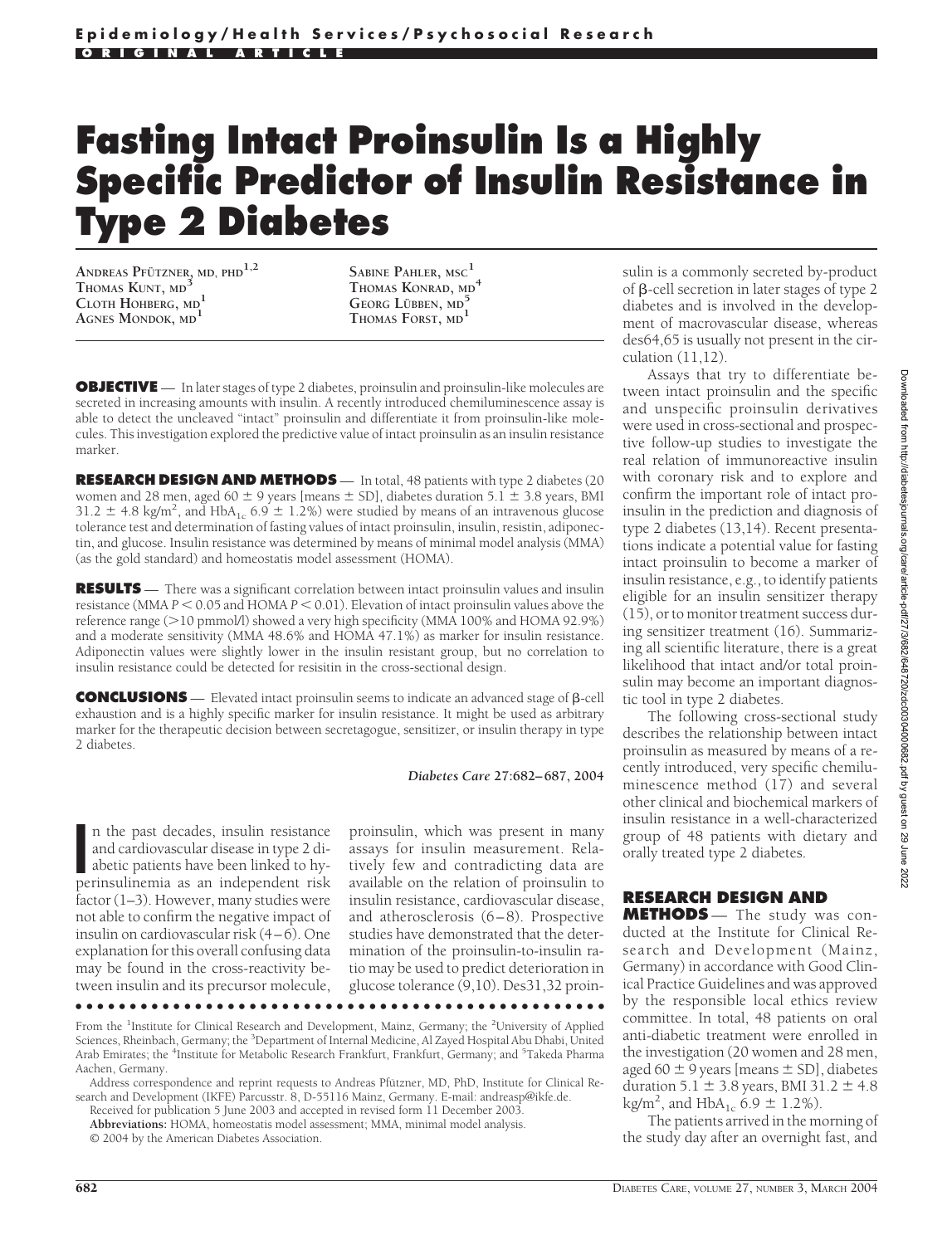Epidemiology/Health Services/Psychosocial Research

ORIGINAL ARTICLE

# Fasting Intact Proinsulin Is a Highly Specific Predictor of Insulin Resistance in Type 2 Diabetes

Andreas Pfützner, md, phd[1,2]
Thomas Kunt, md[3]
Cloth Hohberg, md[1]
Agnes Mondok, md[1]
Sabine Pahler, msc[1]
Thomas Konrad, md[4]
Georg Lübben, md[5]
Thomas Forst, md[1]

**OBJECTIVE** — In later stages of type 2 diabetes, proinsulin and proinsulin-like molecules are secreted in increasing amounts with insulin. A recently introduced chemiluminescence assay is able to detect the uncleaved "intact" proinsulin and differentiate it from proinsulin-like molecules. This investigation explored the predictive value of intact proinsulin as an insulin resistance marker.

**RESEARCH DESIGN AND METHODS** — In total, 48 patients with type 2 diabetes (20 women and 28 men, aged 60 ± 9 years [means ± SD], diabetes duration 5.1 ± 3.8 years, BMI 31.2 ± 4.8 kg/m$^2$, and HbA$_{1c}$ 6.9 ± 1.2%) were studied by means of an intravenous glucose tolerance test and determination of fasting values of intact proinsulin, insulin, resistin, adiponectin, and glucose. Insulin resistance was determined by means of minimal model analysis (MMA) (as the gold standard) and homeostatis model assessment (HOMA).

**RESULTS** — There was a significant correlation between intact proinsulin values and insulin resistance (MMA $P < 0.05$ and HOMA $P < 0.01$). Elevation of intact proinsulin values above the reference range (>10 pmmol/l) showed a very high specificity (MMA 100% and HOMA 92.9%) and a moderate sensitivity (MMA 48.6% and HOMA 47.1%) as marker for insulin resistance. Adiponectin values were slightly lower in the insulin resistant group, but no correlation to insulin resistance could be detected for resisitin in the cross-sectional design.

**CONCLUSIONS** — Elevated intact proinsulin seems to indicate an advanced stage of β-cell exhaustion and is a highly specific marker for insulin resistance. It might be used as arbitrary marker for the therapeutic decision between secretagogue, sensitizer, or insulin therapy in type 2 diabetes.

*Diabetes Care* 27:682–687, 2004

In the past decades, insulin resistance and cardiovascular disease in type 2 diabetic patients have been linked to hyperinsulinemia as an independent risk factor (1–3). However, many studies were not able to confirm the negative impact of insulin on cardiovascular risk (4–6). One explanation for this overall confusing data may be found in the cross-reactivity between insulin and its precursor molecule, proinsulin, which was present in many assays for insulin measurement. Relatively few and contradicting data are available on the relation of proinsulin to insulin resistance, cardiovascular disease, and atherosclerosis (6–8). Prospective studies have demonstrated that the determination of the proinsulin-to-insulin ratio may be used to predict deterioration in glucose tolerance (9,10). Des31,32 proinsulin is a commonly secreted by-product of β-cell secretion in later stages of type 2 diabetes and is involved in the development of macrovascular disease, whereas des64,65 is usually not present in the circulation (11,12).

Assays that try to differentiate between intact proinsulin and the specific and unspecific proinsulin derivatives were used in cross-sectional and prospective follow-up studies to investigate the real relation of immunoreactive insulin with coronary risk and to explore and confirm the important role of intact proinsulin in the prediction and diagnosis of type 2 diabetes (13,14). Recent presentations indicate a potential value for fasting intact proinsulin to become a marker of insulin resistance, e.g., to identify patients eligible for an insulin sensitizer therapy (15), or to monitor treatment success during sensitizer treatment (16). Summarizing all scientific literature, there is a great likelihood that intact and/or total proinsulin may become an important diagnostic tool in type 2 diabetes.

The following cross-sectional study describes the relationship between intact proinsulin as measured by means of a recently introduced, very specific chemiluminescence method (17) and several other clinical and biochemical markers of insulin resistance in a well-characterized group of 48 patients with dietary and orally treated type 2 diabetes.

## RESEARCH DESIGN AND METHODS

The study was conducted at the Institute for Clinical Research and Development (Mainz, Germany) in accordance with Good Clinical Practice Guidelines and was approved by the responsible local ethics review committee. In total, 48 patients on oral anti-diabetic treatment were enrolled in the investigation (20 women and 28 men, aged 60 ± 9 years [means ± SD], diabetes duration 5.1 ± 3.8 years, BMI 31.2 ± 4.8 kg/m$^2$, and HbA$_{1c}$ 6.9 ± 1.2%).

The patients arrived in the morning of the study day after an overnight fast, and

From the [1]Institute for Clinical Research and Development, Mainz, Germany; the [2]University of Applied Sciences, Rheinbach, Germany; the [3]Department of Internal Medicine, Al Zayed Hospital Abu Dhabi, United Arab Emirates; the [4]Institute for Metabolic Research Frankfurt, Frankfurt, Germany; and [5]Takeda Pharma Aachen, Germany.

Address correspondence and reprint requests to Andreas Pfützner, MD, PhD, Institute for Clinical Research and Development (IKFE) Parcusstr. 8, D-55116 Mainz, Germany. E-mail: andreasp@ikfe.de.

Received for publication 5 June 2003 and accepted in revised form 11 December 2003.

**Abbreviations:** HOMA, homeostatis model assessment; MMA, minimal model analysis.

© 2004 by the American Diabetes Association.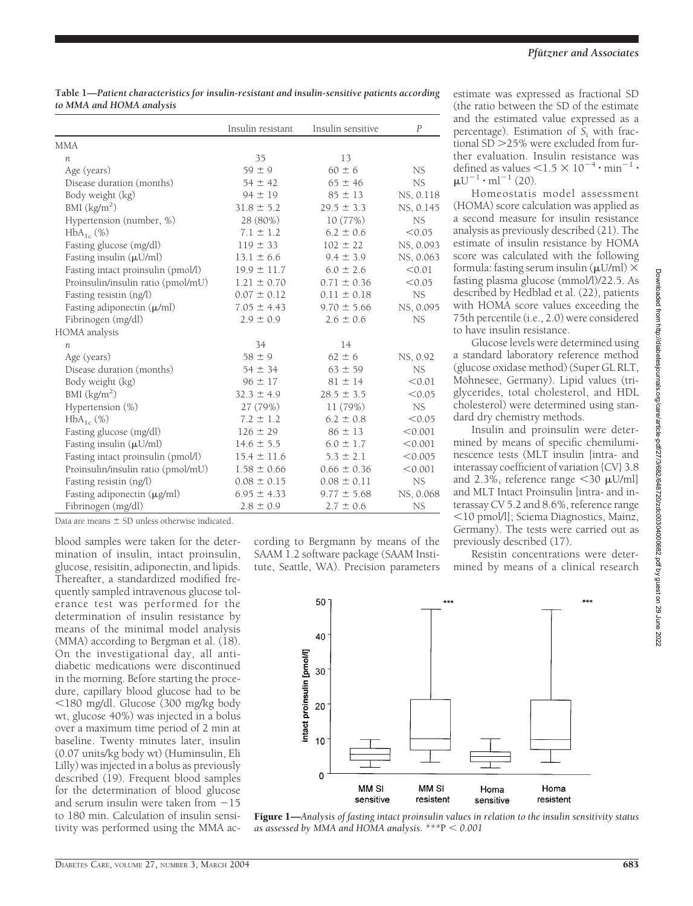**Table 1—Patient characteristics for insulin-resistant and insulin-sensitive patients according to MMA and HOMA analysis**

| | Insulin resistant | Insulin sensitive | P |
|---|---|---|---|
| MMA | | | |
| n | 35 | 13 | |
| Age (years) | 59 ± 9 | 60 ± 6 | NS |
| Disease duration (months) | 54 ± 42 | 65 ± 46 | NS |
| Body weight (kg) | 94 ± 19 | 85 ± 13 | NS, 0.118 |
| BMI ($kg/m^2$) | 31.8 ± 5.2 | 29.5 ± 3.3 | NS, 0.145 |
| Hypertension (number, %) | 28 (80%) | 10 (77%) | NS |
| $HbA_{1c}$ (%) | 7.1 ± 1.2 | 6.2 ± 0.6 | <0.05 |
| Fasting glucose (mg/dl) | 119 ± 33 | 102 ± 22 | NS, 0.093 |
| Fasting insulin (μU/ml) | 13.1 ± 6.6 | 9.4 ± 3.9 | NS, 0.063 |
| Fasting intact proinsulin (pmol/l) | 19.9 ± 11.7 | 6.0 ± 2.6 | <0.01 |
| Proinsulin/insulin ratio (pmol/mU) | 1.21 ± 0.70 | 0.71 ± 0.36 | <0.05 |
| Fasting resistin (ng/l) | 0.07 ± 0.12 | 0.11 ± 0.18 | NS |
| Fasting adiponectin (μ/ml) | 7.05 ± 4.43 | 9.70 ± 5.66 | NS, 0.095 |
| Fibrinogen (mg/dl) | 2.9 ± 0.9 | 2.6 ± 0.6 | NS |
| HOMA analysis | | | |
| n | 34 | 14 | |
| Age (years) | 58 ± 9 | 62 ± 6 | NS, 0.92 |
| Disease duration (months) | 54 ± 34 | 63 ± 59 | NS |
| Body weight (kg) | 96 ± 17 | 81 ± 14 | <0.01 |
| BMI ($kg/m^2$) | 32.3 ± 4.9 | 28.5 ± 3.5 | <0.05 |
| Hypertension (%) | 27 (79%) | 11 (79%) | NS |
| $HbA_{1c}$ (%) | 7.2 ± 1.2 | 6.2 ± 0.8 | <0.05 |
| Fasting glucose (mg/dl) | 126 ± 29 | 86 ± 13 | <0.001 |
| Fasting insulin (μU/ml) | 14.6 ± 5.5 | 6.0 ± 1.7 | <0.001 |
| Fasting intact proinsulin (pmol/l) | 15.4 ± 11.6 | 5.3 ± 2.1 | <0.005 |
| Proinsulin/insulin ratio (pmol/mU) | 1.58 ± 0.66 | 0.66 ± 0.36 | <0.001 |
| Fasting resistin (ng/l) | 0.08 ± 0.15 | 0.08 ± 0.11 | NS |
| Fasting adiponectin (μg/ml) | 6.95 ± 4.33 | 9.77 ± 5.68 | NS, 0.068 |
| Fibrinogen (mg/dl) | 2.8 ± 0.9 | 2.7 ± 0.6 | NS |

Data are means ± SD unless otherwise indicated.

blood samples were taken for the determination of insulin, intact proinsulin, glucose, resisitin, adiponectin, and lipids. Thereafter, a standardized modified frequently sampled intravenous glucose tolerance test was performed for the determination of insulin resistance by means of the minimal model analysis (MMA) according to Bergman et al. (18). On the investigational day, all antidiabetic medications were discontinued in the morning. Before starting the procedure, capillary blood glucose had to be <180 mg/dl. Glucose (300 mg/kg body wt, glucose 40%) was injected in a bolus over a maximum time period of 2 min at baseline. Twenty minutes later, insulin (0.07 units/kg body wt) (Huminsulin, Eli Lilly) was injected in a bolus as previously described (19). Frequent blood samples for the determination of blood glucose and serum insulin were taken from −15 to 180 min. Calculation of insulin sensitivity was performed using the MMA according to Bergmann by means of the SAAM 1.2 software package (SAAM Institute, Seattle, WA). Precision parameters estimate was expressed as fractional SD (the ratio between the SD of the estimate and the estimated value expressed as a percentage). Estimation of $S_i$ with fractional SD >25% were excluded from further evaluation. Insulin resistance was defined as values $<1.5 \times 10^{-4} \cdot \text{min}^{-1} \cdot \mu\text{U}^{-1} \cdot \text{ml}^{-1}$ (20).

Homeostatis model assessment (HOMA) score calculation was applied as a second measure for insulin resistance analysis as previously described (21). The estimate of insulin resistance by HOMA score was calculated with the following formula: fasting serum insulin (μU/ml) × fasting plasma glucose (mmol/l)/22.5. As described by Hedblad et al. (22), patients with HOMA score values exceeding the 75th percentile (i.e., 2.0) were considered to have insulin resistance.

Glucose levels were determined using a standard laboratory reference method (glucose oxidase method) (Super GL RLT, Möhnesee, Germany). Lipid values (triglycerides, total cholesterol, and HDL cholesterol) were determined using standard dry chemistry methods.

Insulin and proinsulin were determined by means of specific chemiluminescence tests (MLT insulin [intra- and interassay coefficient of variation {CV} 3.8 and 2.3%, reference range <30 μU/ml] and MLT Intact Proinsulin [intra- and interassay CV 5.2 and 8.6%, reference range <10 pmol/l]; Sciema Diagnostics, Mainz, Germany). The tests were carried out as previously described (17).

Resistin concentrations were determined by means of a clinical research

**Figure 1**—*Analysis of fasting intact proinsulin values in relation to the insulin sensitivity status as assessed by MMA and HOMA analysis. ***P < 0.001*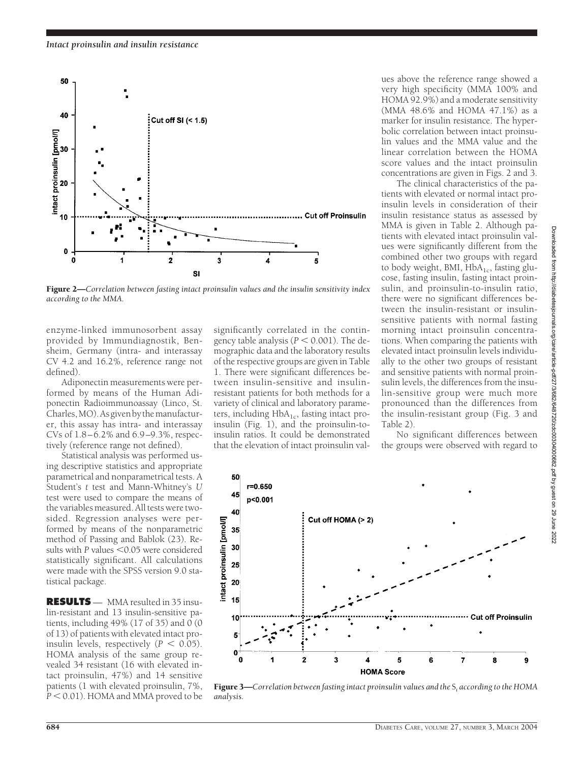**Figure 2**—*Correlation between fasting intact proinsulin values and the insulin sensitivity index according to the MMA.*

enzyme-linked immunosorbent assay provided by Immundiagnostik, Bensheim, Germany (intra- and interassay CV 4.2 and 16.2%, reference range not defined).

Adiponectin measurements were performed by means of the Human Adiponectin Radioimmunoassay (Linco, St. Charles, MO). As given by the manufacturer, this assay has intra- and interassay CVs of 1.8–6.2% and 6.9–9.3%, respectively (reference range not defined).

Statistical analysis was performed using descriptive statistics and appropriate parametrical and nonparametrical tests. A Student's *t* test and Mann-Whitney's *U* test were used to compare the means of the variables measured. All tests were two-sided. Regression analyses were performed by means of the nonparametric method of Passing and Bablok (23). Results with *P* values <0.05 were considered statistically significant. All calculations were made with the SPSS version 9.0 statistical package.

**RESULTS** — MMA resulted in 35 insulin-resistant and 13 insulin-sensitive patients, including 49% (17 of 35) and 0 (0 of 13) of patients with elevated intact proinsulin levels, respectively ($P < 0.05$). HOMA analysis of the same group revealed 34 resistant (16 with elevated intact proinsulin, 47%) and 14 sensitive patients (1 with elevated proinsulin, 7%, $P < 0.01$). HOMA and MMA proved to be significantly correlated in the contingency table analysis ($P < 0.001$). The demographic data and the laboratory results of the respective groups are given in Table 1. There were significant differences between insulin-sensitive and insulin-resistant patients for both methods for a variety of clinical and laboratory parameters, including $HbA_{1c}$, fasting intact proinsulin (Fig. 1), and the proinsulin-to-insulin ratios. It could be demonstrated that the elevation of intact proinsulin values above the reference range showed a very high specificity (MMA 100% and HOMA 92.9%) and a moderate sensitivity (MMA 48.6% and HOMA 47.1%) as a marker for insulin resistance. The hyperbolic correlation between intact proinsulin values and the MMA value and the linear correlation between the HOMA score values and the intact proinsulin concentrations are given in Figs. 2 and 3.

The clinical characteristics of the patients with elevated or normal intact proinsulin levels in consideration of their insulin resistance status as assessed by MMA is given in Table 2. Although patients with elevated intact proinsulin values were significantly different from the combined other two groups with regard to body weight, BMI, $HbA_{1c}$, fasting glucose, fasting insulin, fasting intact proinsulin, and proinsulin-to-insulin ratio, there were no significant differences between the insulin-resistant or insulin-sensitive patients with normal fasting morning intact proinsulin concentrations. When comparing the patients with elevated intact proinsulin levels individually to the other two groups of resistant and sensitive patients with normal proinsulin levels, the differences from the insulin-sensitive group were much more pronounced than the differences from the insulin-resistant group (Fig. 3 and Table 2).

No significant differences between the groups were observed with regard to

**Figure 3**—*Correlation between fasting intact proinsulin values and the* $S_I$ *according to the HOMA analysis.*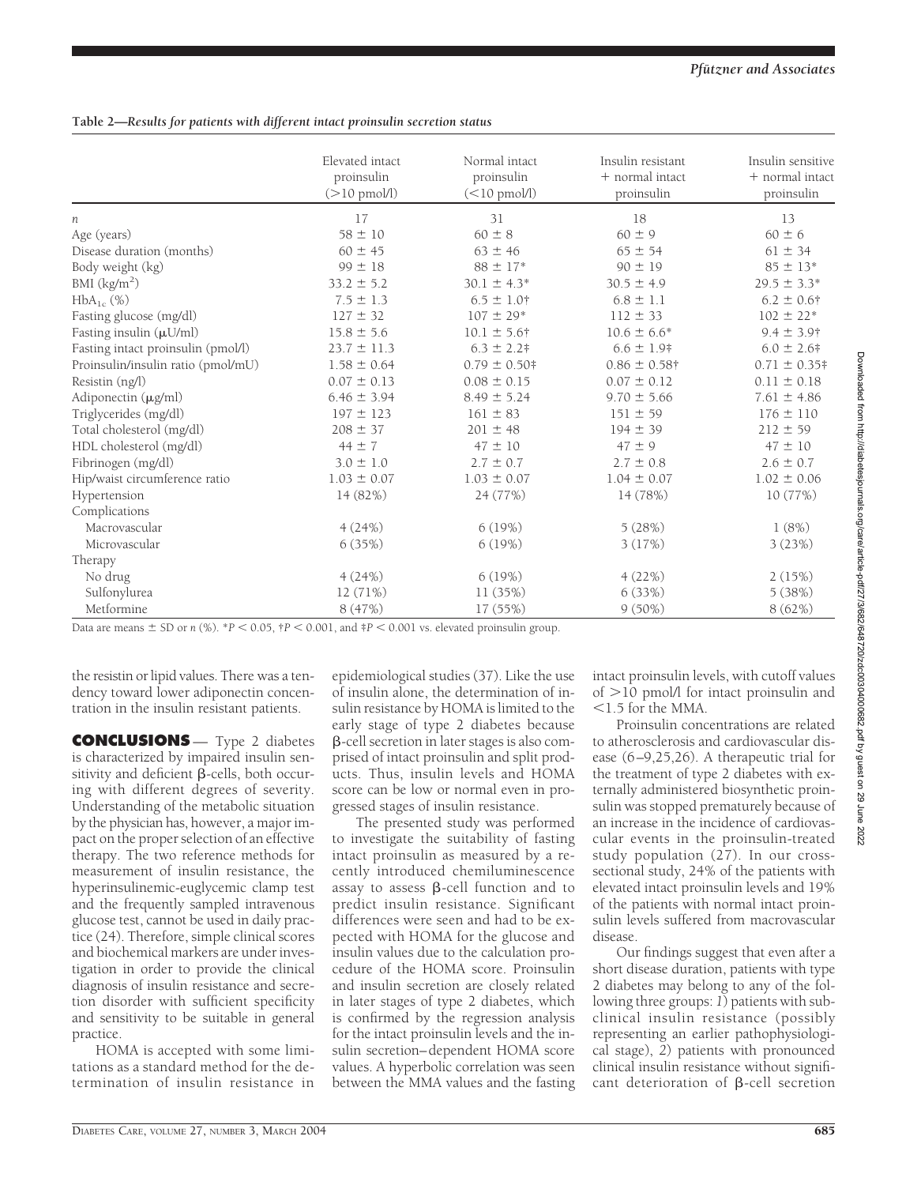**Table 2—Results for patients with different intact proinsulin secretion status**

| | Elevated intact proinsulin (>10 pmol/l) | Normal intact proinsulin (<10 pmol/l) | Insulin resistant + normal intact proinsulin | Insulin sensitive + normal intact proinsulin |
|---|---|---|---|---|
| $n$ | 17 | 31 | 18 | 13 |
| Age (years) | 58 ± 10 | 60 ± 8 | 60 ± 9 | 60 ± 6 |
| Disease duration (months) | 60 ± 45 | 63 ± 46 | 65 ± 54 | 61 ± 34 |
| Body weight (kg) | 99 ± 18 | 88 ± 17* | 90 ± 19 | 85 ± 13* |
| BMI (kg/m²) | 33.2 ± 5.2 | 30.1 ± 4.3* | 30.5 ± 4.9 | 29.5 ± 3.3* |
| $HbA_{1c}$ (%) | 7.5 ± 1.3 | 6.5 ± 1.0† | 6.8 ± 1.1 | 6.2 ± 0.6† |
| Fasting glucose (mg/dl) | 127 ± 32 | 107 ± 29* | 112 ± 33 | 102 ± 22* |
| Fasting insulin (μU/ml) | 15.8 ± 5.6 | 10.1 ± 5.6† | 10.6 ± 6.6* | 9.4 ± 3.9† |
| Fasting intact proinsulin (pmol/l) | 23.7 ± 11.3 | 6.3 ± 2.2‡ | 6.6 ± 1.9‡ | 6.0 ± 2.6‡ |
| Proinsulin/insulin ratio (pmol/mU) | 1.58 ± 0.64 | 0.79 ± 0.50‡ | 0.86 ± 0.58† | 0.71 ± 0.35‡ |
| Resistin (ng/l) | 0.07 ± 0.13 | 0.08 ± 0.15 | 0.07 ± 0.12 | 0.11 ± 0.18 |
| Adiponectin (μg/ml) | 6.46 ± 3.94 | 8.49 ± 5.24 | 9.70 ± 5.66 | 7.61 ± 4.86 |
| Triglycerides (mg/dl) | 197 ± 123 | 161 ± 83 | 151 ± 59 | 176 ± 110 |
| Total cholesterol (mg/dl) | 208 ± 37 | 201 ± 48 | 194 ± 39 | 212 ± 59 |
| HDL cholesterol (mg/dl) | 44 ± 7 | 47 ± 10 | 47 ± 9 | 47 ± 10 |
| Fibrinogen (mg/dl) | 3.0 ± 1.0 | 2.7 ± 0.7 | 2.7 ± 0.8 | 2.6 ± 0.7 |
| Hip/waist circumference ratio | 1.03 ± 0.07 | 1.03 ± 0.07 | 1.04 ± 0.07 | 1.02 ± 0.06 |
| Hypertension | 14 (82%) | 24 (77%) | 14 (78%) | 10 (77%) |
| Complications | | | | |
| Macrovascular | 4 (24%) | 6 (19%) | 5 (28%) | 1 (8%) |
| Microvascular | 6 (35%) | 6 (19%) | 3 (17%) | 3 (23%) |
| Therapy | | | | |
| No drug | 4 (24%) | 6 (19%) | 4 (22%) | 2 (15%) |
| Sulfonylurea | 12 (71%) | 11 (35%) | 6 (33%) | 5 (38%) |
| Metformine | 8 (47%) | 17 (55%) | 9 (50%) | 8 (62%) |

Data are means ± SD or $n$ (%). *$P < 0.05$, †$P < 0.001$, and ‡$P < 0.001$ vs. elevated proinsulin group.

the resistin or lipid values. There was a tendency toward lower adiponectin concentration in the insulin resistant patients.

## CONCLUSIONS

Type 2 diabetes is characterized by impaired insulin sensitivity and deficient β-cells, both occurring with different degrees of severity. Understanding of the metabolic situation by the physician has, however, a major impact on the proper selection of an effective therapy. The two reference methods for measurement of insulin resistance, the hyperinsulinemic-euglycemic clamp test and the frequently sampled intravenous glucose test, cannot be used in daily practice (24). Therefore, simple clinical scores and biochemical markers are under investigation in order to provide the clinical diagnosis of insulin resistance and secretion disorder with sufficient specificity and sensitivity to be suitable in general practice.

HOMA is accepted with some limitations as a standard method for the determination of insulin resistance in epidemiological studies (37). Like the use of insulin alone, the determination of insulin resistance by HOMA is limited to the early stage of type 2 diabetes because β-cell secretion in later stages is also comprised of intact proinsulin and split products. Thus, insulin levels and HOMA score can be low or normal even in progressed stages of insulin resistance.

The presented study was performed to investigate the suitability of fasting intact proinsulin as measured by a recently introduced chemiluminescence assay to assess β-cell function and to predict insulin resistance. Significant differences were seen and had to be expected with HOMA for the glucose and insulin values due to the calculation procedure of the HOMA score. Proinsulin and insulin secretion are closely related in later stages of type 2 diabetes, which is confirmed by the regression analysis for the intact proinsulin levels and the insulin secretion–dependent HOMA score values. A hyperbolic correlation was seen between the MMA values and the fasting intact proinsulin levels, with cutoff values of >10 pmol/l for intact proinsulin and <1.5 for the MMA.

Proinsulin concentrations are related to atherosclerosis and cardiovascular disease (6–9,25,26). A therapeutic trial for the treatment of type 2 diabetes with externally administered biosynthetic proinsulin was stopped prematurely because of an increase in the incidence of cardiovascular events in the proinsulin-treated study population (27). In our cross-sectional study, 24% of the patients with elevated intact proinsulin levels and 19% of the patients with normal intact proinsulin levels suffered from macrovascular disease.

Our findings suggest that even after a short disease duration, patients with type 2 diabetes may belong to any of the following three groups: *1*) patients with subclinical insulin resistance (possibly representing an earlier pathophysiological stage), *2*) patients with pronounced clinical insulin resistance without significant deterioration of β-cell secretion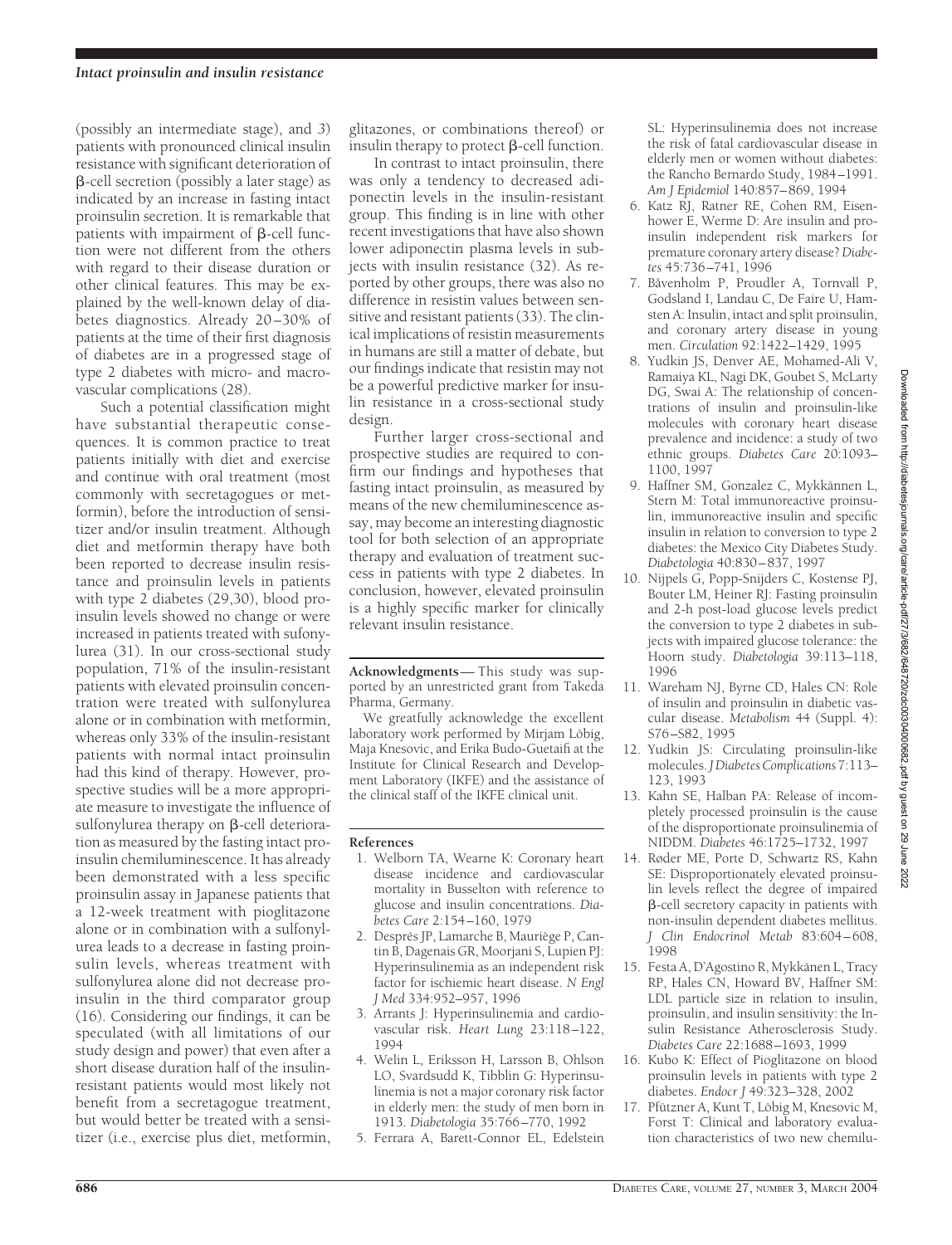(possibly an intermediate stage), and *3*) patients with pronounced clinical insulin resistance with significant deterioration of β-cell secretion (possibly a later stage) as indicated by an increase in fasting intact proinsulin secretion. It is remarkable that patients with impairment of β-cell function were not different from the others with regard to their disease duration or other clinical features. This may be explained by the well-known delay of diabetes diagnostics. Already 20–30% of patients at the time of their first diagnosis of diabetes are in a progressed stage of type 2 diabetes with micro- and macrovascular complications (28).

Such a potential classification might have substantial therapeutic consequences. It is common practice to treat patients initially with diet and exercise and continue with oral treatment (most commonly with secretagogues or metformin), before the introduction of sensitizer and/or insulin treatment. Although diet and metformin therapy have both been reported to decrease insulin resistance and proinsulin levels in patients with type 2 diabetes (29,30), blood proinsulin levels showed no change or were increased in patients treated with sufonylurea (31). In our cross-sectional study population, 71% of the insulin-resistant patients with elevated proinsulin concentration were treated with sulfonylurea alone or in combination with metformin, whereas only 33% of the insulin-resistant patients with normal intact proinsulin had this kind of therapy. However, prospective studies will be a more appropriate measure to investigate the influence of sulfonylurea therapy on β-cell deterioration as measured by the fasting intact proinsulin chemiluminescence. It has already been demonstrated with a less specific proinsulin assay in Japanese patients that a 12-week treatment with pioglitazone alone or in combination with a sulfonylurea leads to a decrease in fasting proinsulin levels, whereas treatment with sulfonylurea alone did not decrease proinsulin in the third comparator group (16). Considering our findings, it can be speculated (with all limitations of our study design and power) that even after a short disease duration half of the insulin-resistant patients would most likely not benefit from a secretagogue treatment, but would better be treated with a sensitizer (i.e., exercise plus diet, metformin, glitazones, or combinations thereof) or insulin therapy to protect β-cell function.

In contrast to intact proinsulin, there was only a tendency to decreased adiponectin levels in the insulin-resistant group. This finding is in line with other recent investigations that have also shown lower adiponectin plasma levels in subjects with insulin resistance (32). As reported by other groups, there was also no difference in resistin values between sensitive and resistant patients (33). The clinical implications of resistin measurements in humans are still a matter of debate, but our findings indicate that resistin may not be a powerful predictive marker for insulin resistance in a cross-sectional study design.

Further larger cross-sectional and prospective studies are required to confirm our findings and hypotheses that fasting intact proinsulin, as measured by means of the new chemiluminescence assay, may become an interesting diagnostic tool for both selection of an appropriate therapy and evaluation of treatment success in patients with type 2 diabetes. In conclusion, however, elevated proinsulin is a highly specific marker for clinically relevant insulin resistance.

**Acknowledgments**— This study was supported by an unrestricted grant from Takeda Pharma, Germany.

We greatfully acknowledge the excellent laboratory work performed by Mirjam Löbig, Maja Knesovic, and Erika Budo-Guetafi at the Institute for Clinical Research and Development Laboratory (IKFE) and the assistance of the clinical staff of the IKFE clinical unit.

## References

1. Welborn TA, Wearne K: Coronary heart disease incidence and cardiovascular mortality in Busselton with reference to glucose and insulin concentrations. *Diabetes Care* 2:154–160, 1979
2. Després JP, Lamarche B, Mauriège P, Cantin B, Dagenais GR, Moorjani S, Lupien PJ: Hyperinsulinemia as an independent risk factor for ischiemic heart disease. *N Engl J Med* 334:952–957, 1996
3. Arrants J: Hyperinsulinemia and cardiovascular risk. *Heart Lung* 23:118–122, 1994
4. Welin L, Eriksson H, Larsson B, Ohlson LO, Svardsudd K, Tibblin G: Hyperinsulinemia is not a major coronary risk factor in elderly men: the study of men born in 1913. *Diabetologia* 35:766–770, 1992
5. Ferrara A, Barett-Connor EL, Edelstein SL: Hyperinsulinemia does not increase the risk of fatal cardiovascular disease in elderly men or women without diabetes: the Rancho Bernardo Study, 1984–1991. *Am J Epidemiol* 140:857–869, 1994
6. Katz RJ, Ratner RE, Cohen RM, Eisenhower E, Werme D: Are insulin and proinsulin independent risk markers for premature coronary artery disease? *Diabetes* 45:736–741, 1996
7. Båvenholm P, Proudler A, Tornvall P, Godsland I, Landau C, De Faire U, Hamsten A: Insulin, intact and split proinsulin, and coronary artery disease in young men. *Circulation* 92:1422–1429, 1995
8. Yudkin JS, Denver AE, Mohamed-Ali V, Ramaiya KL, Nagi DK, Goubet S, McLarty DG, Swai A: The relationship of concentrations of insulin and proinsulin-like molecules with coronary heart disease prevalence and incidence: a study of two ethnic groups. *Diabetes Care* 20:1093–1100, 1997
9. Haffner SM, Gonzalez C, Mykkännen L, Stern M: Total immunoreactive proinsulin, immunoreactive insulin and specific insulin in relation to conversion to type 2 diabetes: the Mexico City Diabetes Study. *Diabetologia* 40:830–837, 1997
10. Nijpels G, Popp-Snijders C, Kostense PJ, Bouter LM, Heiner RJ: Fasting proinsulin and 2-h post-load glucose levels predict the conversion to type 2 diabetes in subjects with impaired glucose tolerance: the Hoorn study. *Diabetologia* 39:113–118, 1996
11. Wareham NJ, Byrne CD, Hales CN: Role of insulin and proinsulin in diabetic vascular disease. *Metabolism* 44 (Suppl. 4): S76–S82, 1995
12. Yudkin JS: Circulating proinsulin-like molecules. *J Diabetes Complications* 7:113–123, 1993
13. Kahn SE, Halban PA: Release of incompletely processed proinsulin is the cause of the disproportionate proinsulinemia of NIDDM. *Diabetes* 46:1725–1732, 1997
14. Røder ME, Porte D, Schwartz RS, Kahn SE: Disproportionately elevated proinsulin levels reflect the degree of impaired β-cell secretory capacity in patients with non-insulin dependent diabetes mellitus. *J Clin Endocrinol Metab* 83:604–608, 1998
15. Festa A, D'Agostino R, Mykkänen L, Tracy RP, Hales CN, Howard BV, Haffner SM: LDL particle size in relation to insulin, proinsulin, and insulin sensitivity: the Insulin Resistance Atherosclerosis Study. *Diabetes Care* 22:1688–1693, 1999
16. Kubo K: Effect of Pioglitazone on blood proinsulin levels in patients with type 2 diabetes. *Endocr J* 49:323–328, 2002
17. Pfützner A, Kunt T, Löbig M, Knesovic M, Forst T: Clinical and laboratory evaluation characteristics of two new chemilu-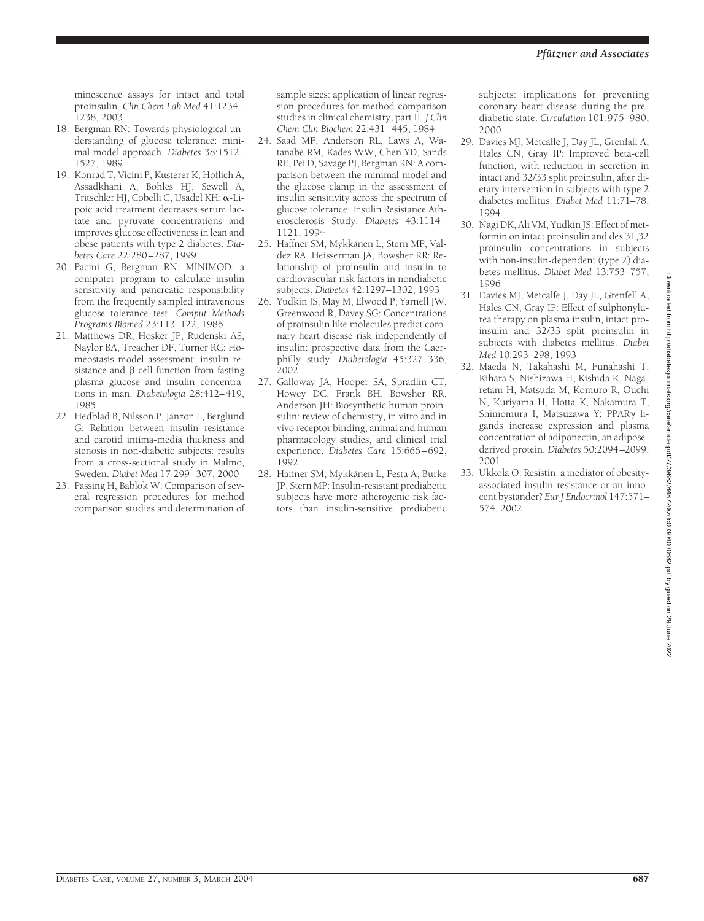minescence assays for intact and total proinsulin. *Clin Chem Lab Med* 41:1234–1238, 2003

18. Bergman RN: Towards physiological understanding of glucose tolerance: minimal-model approach. *Diabetes* 38:1512–1527, 1989
19. Konrad T, Vicini P, Kusterer K, Hoflich A, Assadkhani A, Bohles HJ, Sewell A, Tritschler HJ, Cobelli C, Usadel KH: α-Lipoic acid treatment decreases serum lactate and pyruvate concentrations and improves glucose effectiveness in lean and obese patients with type 2 diabetes. *Diabetes Care* 22:280–287, 1999
20. Pacini G, Bergman RN: MINIMOD: a computer program to calculate insulin sensitivity and pancreatic responsibility from the frequently sampled intravenous glucose tolerance test. *Comput Methods Programs Biomed* 23:113–122, 1986
21. Matthews DR, Hosker JP, Rudenski AS, Naylor BA, Treacher DF, Turner RC: Homeostasis model assessment: insulin resistance and β-cell function from fasting plasma glucose and insulin concentrations in man. *Diabetologia* 28:412–419, 1985
22. Hedblad B, Nilsson P, Janzon L, Berglund G: Relation between insulin resistance and carotid intima-media thickness and stenosis in non-diabetic subjects: results from a cross-sectional study in Malmo, Sweden. *Diabet Med* 17:299–307, 2000
23. Passing H, Bablok W: Comparison of several regression procedures for method comparison studies and determination of sample sizes: application of linear regression procedures for method comparison studies in clinical chemistry, part II. *J Clin Chem Clin Biochem* 22:431–445, 1984
24. Saad MF, Anderson RL, Laws A, Watanabe RM, Kades WW, Chen YD, Sands RE, Pei D, Savage PJ, Bergman RN: A comparison between the minimal model and the glucose clamp in the assessment of insulin sensitivity across the spectrum of glucose tolerance: Insulin Resistance Atherosclerosis Study. *Diabetes* 43:1114–1121, 1994
25. Haffner SM, Mykkänen L, Stern MP, Valdez RA, Heisserman JA, Bowsher RR: Relationship of proinsulin and insulin to cardiovascular risk factors in nondiabetic subjects. *Diabetes* 42:1297–1302, 1993
26. Yudkin JS, May M, Elwood P, Yarnell JW, Greenwood R, Davey SG: Concentrations of proinsulin like molecules predict coronary heart disease risk independently of insulin: prospective data from the Caerphilly study. *Diabetologia* 45:327–336, 2002
27. Galloway JA, Hooper SA, Spradlin CT, Howey DC, Frank BH, Bowsher RR, Anderson JH: Biosynthetic human proinsulin: review of chemistry, in vitro and in vivo receptor binding, animal and human pharmacology studies, and clinical trial experience. *Diabetes Care* 15:666–692, 1992
28. Haffner SM, Mykkänen L, Festa A, Burke JP, Stern MP: Insulin-resistant prediabetic subjects have more atherogenic risk factors than insulin-sensitive prediabetic subjects: implications for preventing coronary heart disease during the prediabetic state. *Circulation* 101:975–980, 2000
29. Davies MJ, Metcalfe J, Day JL, Grenfall A, Hales CN, Gray IP: Improved beta-cell function, with reduction in secretion in intact and 32/33 split proinsulin, after dietary intervention in subjects with type 2 diabetes mellitus. *Diabet Med* 11:71–78, 1994
30. Nagi DK, Ali VM, Yudkin JS: Effect of metformin on intact proinsulin and des 31,32 proinsulin concentrations in subjects with non-insulin-dependent (type 2) diabetes mellitus. *Diabet Med* 13:753–757, 1996
31. Davies MJ, Metcalfe J, Day JL, Grenfell A, Hales CN, Gray IP: Effect of sulphonylurea therapy on plasma insulin, intact proinsulin and 32/33 split proinsulin in subjects with diabetes mellitus. *Diabet Med* 10:293–298, 1993
32. Maeda N, Takahashi M, Funahashi T, Kihara S, Nishizawa H, Kishida K, Nagaretani H, Matsuda M, Komuro R, Ouchi N, Kuriyama H, Hotta K, Nakamura T, Shimomura I, Matsuzawa Y: PPARγ ligands increase expression and plasma concentration of adiponectin, an adipose-derived protein. *Diabetes* 50:2094–2099, 2001
33. Ukkola O: Resistin: a mediator of obesity-associated insulin resistance or an innocent bystander? *Eur J Endocrinol* 147:571–574, 2002